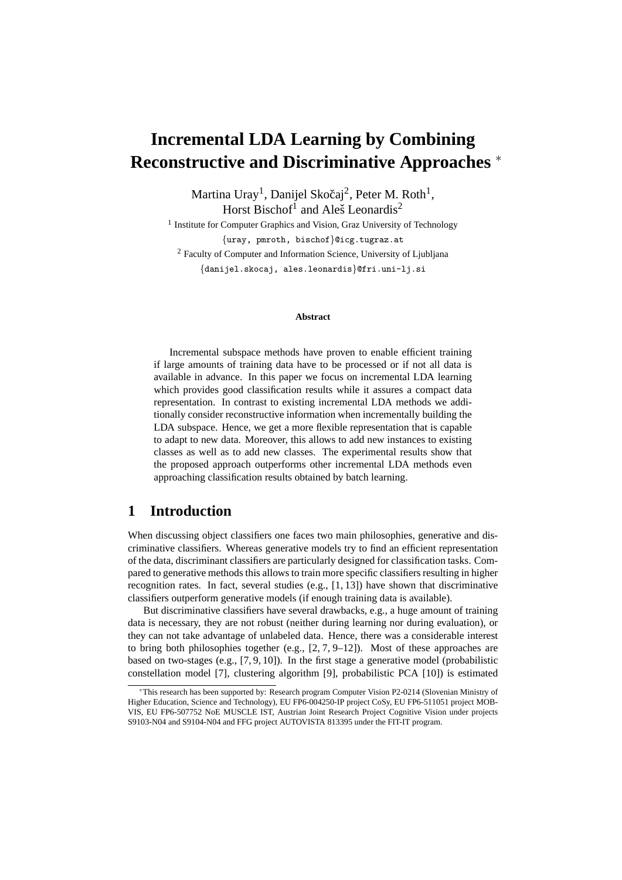# Incremental LDA Learning by Combining Reconstructive and Discriminative Approaches *

Martina Uray[1], Danijel Skočaj[2], Peter M. Roth[1], Horst Bischof[1] and Aleš Leonardis[2]

[1] Institute for Computer Graphics and Vision, Graz University of Technology
{uray, pmroth, bischof}@icg.tugraz.at

[2] Faculty of Computer and Information Science, University of Ljubljana
{danijel.skocaj, ales.leonardis}@fri.uni-lj.si

**Abstract**

Incremental subspace methods have proven to enable efficient training if large amounts of training data have to be processed or if not all data is available in advance. In this paper we focus on incremental LDA learning which provides good classification results while it assures a compact data representation. In contrast to existing incremental LDA methods we additionally consider reconstructive information when incrementally building the LDA subspace. Hence, we get a more flexible representation that is capable to adapt to new data. Moreover, this allows to add new instances to existing classes as well as to add new classes. The experimental results show that the proposed approach outperforms other incremental LDA methods even approaching classification results obtained by batch learning.

## 1 Introduction

When discussing object classifiers one faces two main philosophies, generative and discriminative classifiers. Whereas generative models try to find an efficient representation of the data, discriminant classifiers are particularly designed for classification tasks. Compared to generative methods this allows to train more specific classifiers resulting in higher recognition rates. In fact, several studies (e.g., [1, 13]) have shown that discriminative classifiers outperform generative models (if enough training data is available).

But discriminative classifiers have several drawbacks, e.g., a huge amount of training data is necessary, they are not robust (neither during learning nor during evaluation), or they can not take advantage of unlabeled data. Hence, there was a considerable interest to bring both philosophies together (e.g., [2, 7, 9–12]). Most of these approaches are based on two-stages (e.g., [7, 9, 10]). In the first stage a generative model (probabilistic constellation model [7], clustering algorithm [9], probabilistic PCA [10]) is estimated

*This research has been supported by: Research program Computer Vision P2-0214 (Slovenian Ministry of Higher Education, Science and Technology), EU FP6-004250-IP project CoSy, EU FP6-511051 project MOBVIS, EU FP6-507752 NoE MUSCLE IST, Austrian Joint Research Project Cognitive Vision under projects S9103-N04 and S9104-N04 and FFG project AUTOVISTA 813395 under the FIT-IT program.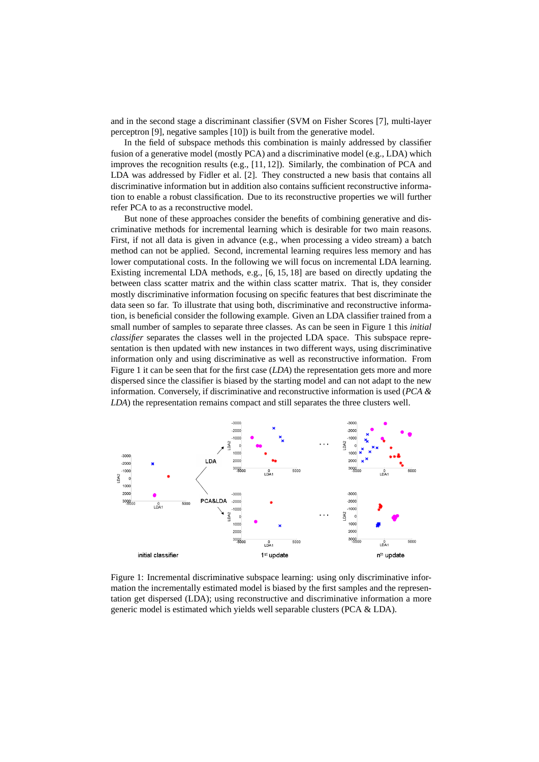and in the second stage a discriminant classifier (SVM on Fisher Scores [7], multi-layer perceptron [9], negative samples [10]) is built from the generative model.

In the field of subspace methods this combination is mainly addressed by classifier fusion of a generative model (mostly PCA) and a discriminative model (e.g., LDA) which improves the recognition results (e.g., [11, 12]). Similarly, the combination of PCA and LDA was addressed by Fidler et al. [2]. They constructed a new basis that contains all discriminative information but in addition also contains sufficient reconstructive information to enable a robust classification. Due to its reconstructive properties we will further refer PCA to as a reconstructive model.

But none of these approaches consider the benefits of combining generative and discriminative methods for incremental learning which is desirable for two main reasons. First, if not all data is given in advance (e.g., when processing a video stream) a batch method can not be applied. Second, incremental learning requires less memory and has lower computational costs. In the following we will focus on incremental LDA learning. Existing incremental LDA methods, e.g., [6, 15, 18] are based on directly updating the between class scatter matrix and the within class scatter matrix. That is, they consider mostly discriminative information focusing on specific features that best discriminate the data seen so far. To illustrate that using both, discriminative and reconstructive information, is beneficial consider the following example. Given an LDA classifier trained from a small number of samples to separate three classes. As can be seen in Figure 1 this *initial classifier* separates the classes well in the projected LDA space. This subspace representation is then updated with new instances in two different ways, using discriminative information only and using discriminative as well as reconstructive information. From Figure 1 it can be seen that for the first case (*LDA*) the representation gets more and more dispersed since the classifier is biased by the starting model and can not adapt to the new information. Conversely, if discriminative and reconstructive information is used (*PCA & LDA*) the representation remains compact and still separates the three clusters well.

Figure 1: Incremental discriminative subspace learning: using only discriminative information the incrementally estimated model is biased by the first samples and the representation get dispersed (LDA); using reconstructive and discriminative information a more generic model is estimated which yields well separable clusters (PCA & LDA).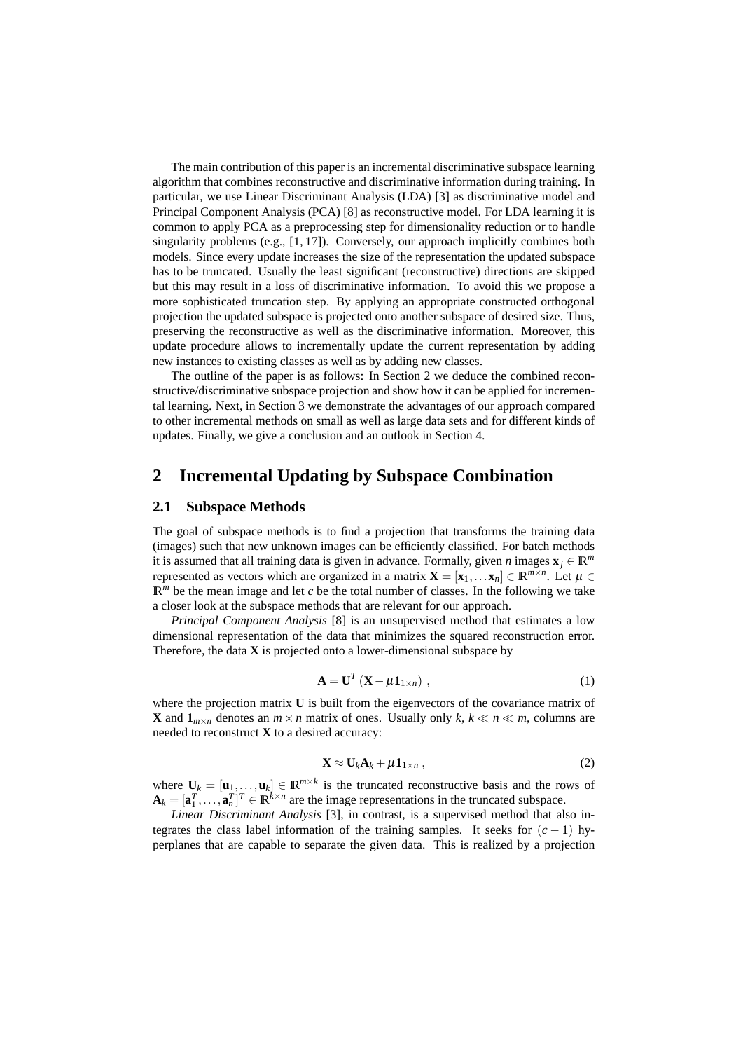The main contribution of this paper is an incremental discriminative subspace learning algorithm that combines reconstructive and discriminative information during training. In particular, we use Linear Discriminant Analysis (LDA) [3] as discriminative model and Principal Component Analysis (PCA) [8] as reconstructive model. For LDA learning it is common to apply PCA as a preprocessing step for dimensionality reduction or to handle singularity problems (e.g., [1, 17]). Conversely, our approach implicitly combines both models. Since every update increases the size of the representation the updated subspace has to be truncated. Usually the least significant (reconstructive) directions are skipped but this may result in a loss of discriminative information. To avoid this we propose a more sophisticated truncation step. By applying an appropriate constructed orthogonal projection the updated subspace is projected onto another subspace of desired size. Thus, preserving the reconstructive as well as the discriminative information. Moreover, this update procedure allows to incrementally update the current representation by adding new instances to existing classes as well as by adding new classes.

The outline of the paper is as follows: In Section 2 we deduce the combined reconstructive/discriminative subspace projection and show how it can be applied for incremental learning. Next, in Section 3 we demonstrate the advantages of our approach compared to other incremental methods on small as well as large data sets and for different kinds of updates. Finally, we give a conclusion and an outlook in Section 4.

## 2 Incremental Updating by Subspace Combination

### 2.1 Subspace Methods

The goal of subspace methods is to find a projection that transforms the training data (images) such that new unknown images can be efficiently classified. For batch methods it is assumed that all training data is given in advance. Formally, given $n$ images $\mathbf{x}_j \in \mathbb{R}^m$ represented as vectors which are organized in a matrix $\mathbf{X} = [\mathbf{x}_1, \ldots \mathbf{x}_n] \in \mathbb{R}^{m \times n}$. Let $\mu \in \mathbb{R}^m$ be the mean image and let $c$ be the total number of classes. In the following we take a closer look at the subspace methods that are relevant for our approach.

*Principal Component Analysis* [8] is an unsupervised method that estimates a low dimensional representation of the data that minimizes the squared reconstruction error. Therefore, the data $\mathbf{X}$ is projected onto a lower-dimensional subspace by

$$\mathbf{A} = \mathbf{U}^T \left( \mathbf{X} - \mu \mathbf{1}_{1 \times n} \right) , \tag{1}$$

where the projection matrix $\mathbf{U}$ is built from the eigenvectors of the covariance matrix of $\mathbf{X}$ and $\mathbf{1}_{m \times n}$ denotes an $m \times n$ matrix of ones. Usually only $k$, $k \ll n \ll m$, columns are needed to reconstruct $\mathbf{X}$ to a desired accuracy:

$$\mathbf{X} \approx \mathbf{U}_k \mathbf{A}_k + \mu \mathbf{1}_{1 \times n} , \tag{2}$$

where $\mathbf{U}_k = [\mathbf{u}_1, \ldots, \mathbf{u}_k] \in \mathbb{R}^{m \times k}$ is the truncated reconstructive basis and the rows of $\mathbf{A}_k = [\mathbf{a}_1^T, \ldots, \mathbf{a}_n^T]^T \in \mathbb{R}^{k \times n}$ are the image representations in the truncated subspace.

*Linear Discriminant Analysis* [3], in contrast, is a supervised method that also integrates the class label information of the training samples. It seeks for $(c-1)$ hyperplanes that are capable to separate the given data. This is realized by a projection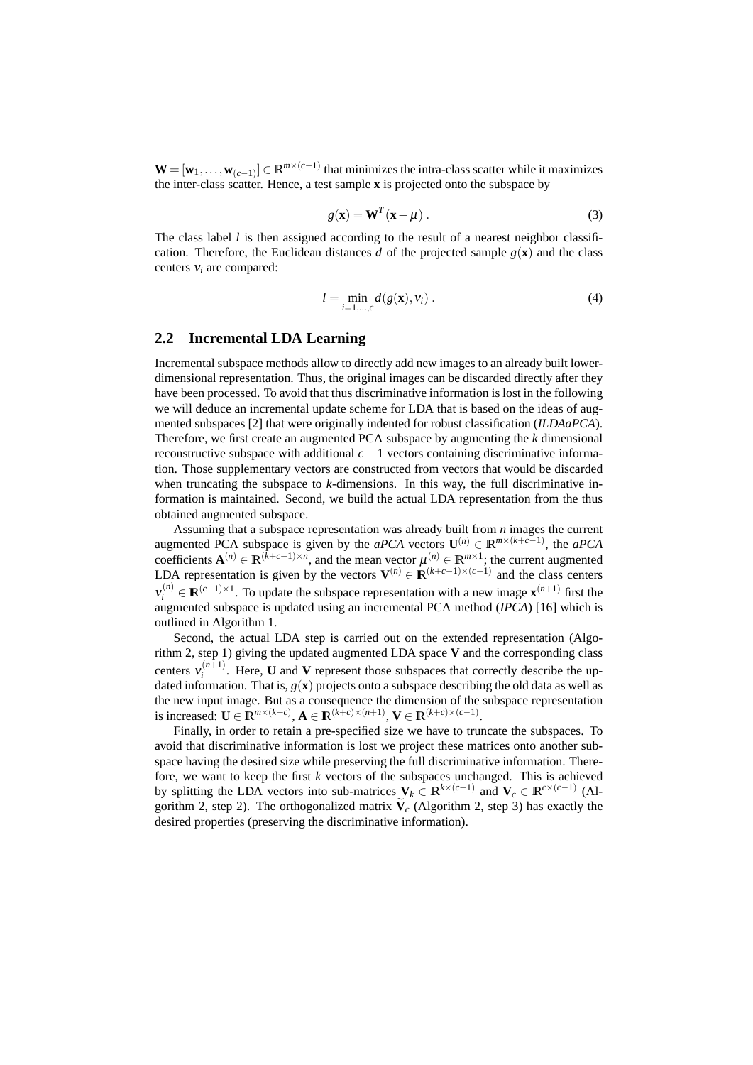$\mathbf{W} = [\mathbf{w}_1, \ldots, \mathbf{w}_{(c-1)}] \in \mathbb{R}^{m \times (c-1)}$ that minimizes the intra-class scatter while it maximizes the inter-class scatter. Hence, a test sample $\mathbf{x}$ is projected onto the subspace by

$$g(\mathbf{x}) = \mathbf{W}^T (\mathbf{x} - \mu) \,. \tag{3}$$

The class label $l$ is then assigned according to the result of a nearest neighbor classification. Therefore, the Euclidean distances $d$ of the projected sample $g(\mathbf{x})$ and the class centers $v_i$ are compared:

$$l = \min_{i=1,\ldots,c} d(g(\mathbf{x}), v_i) \,. \tag{4}$$

## 2.2 Incremental LDA Learning

Incremental subspace methods allow to directly add new images to an already built lower-dimensional representation. Thus, the original images can be discarded directly after they have been processed. To avoid that thus discriminative information is lost in the following we will deduce an incremental update scheme for LDA that is based on the ideas of augmented subspaces [2] that were originally indented for robust classification (*ILDAaPCA*). Therefore, we first create an augmented PCA subspace by augmenting the $k$ dimensional reconstructive subspace with additional $c-1$ vectors containing discriminative information. Those supplementary vectors are constructed from vectors that would be discarded when truncating the subspace to $k$-dimensions. In this way, the full discriminative information is maintained. Second, we build the actual LDA representation from the thus obtained augmented subspace.

Assuming that a subspace representation was already built from $n$ images the current augmented PCA subspace is given by the *aPCA* vectors $\mathbf{U}^{(n)} \in \mathbb{R}^{m \times (k+c-1)}$, the *aPCA* coefficients $\mathbf{A}^{(n)} \in \mathbb{R}^{(k+c-1) \times n}$, and the mean vector $\mu^{(n)} \in \mathbb{R}^{m \times 1}$; the current augmented LDA representation is given by the vectors $\mathbf{V}^{(n)} \in \mathbb{R}^{(k+c-1) \times (c-1)}$ and the class centers $v_i^{(n)} \in \mathbb{R}^{(c-1) \times 1}$. To update the subspace representation with a new image $\mathbf{x}^{(n+1)}$ first the augmented subspace is updated using an incremental PCA method (*IPCA*) [16] which is outlined in Algorithm 1.

Second, the actual LDA step is carried out on the extended representation (Algorithm 2, step 1) giving the updated augmented LDA space $\mathbf{V}$ and the corresponding class centers $v_i^{(n+1)}$. Here, $\mathbf{U}$ and $\mathbf{V}$ represent those subspaces that correctly describe the updated information. That is, $g(\mathbf{x})$ projects onto a subspace describing the old data as well as the new input image. But as a consequence the dimension of the subspace representation is increased: $\mathbf{U} \in \mathbb{R}^{m \times (k+c)}$, $\mathbf{A} \in \mathbb{R}^{(k+c) \times (n+1)}$, $\mathbf{V} \in \mathbb{R}^{(k+c) \times (c-1)}$.

Finally, in order to retain a pre-specified size we have to truncate the subspaces. To avoid that discriminative information is lost we project these matrices onto another subspace having the desired size while preserving the full discriminative information. Therefore, we want to keep the first $k$ vectors of the subspaces unchanged. This is achieved by splitting the LDA vectors into sub-matrices $\mathbf{V}_k \in \mathbb{R}^{k \times (c-1)}$ and $\mathbf{V}_c \in \mathbb{R}^{c \times (c-1)}$ (Algorithm 2, step 2). The orthogonalized matrix $\widetilde{\mathbf{V}}_c$ (Algorithm 2, step 3) has exactly the desired properties (preserving the discriminative information).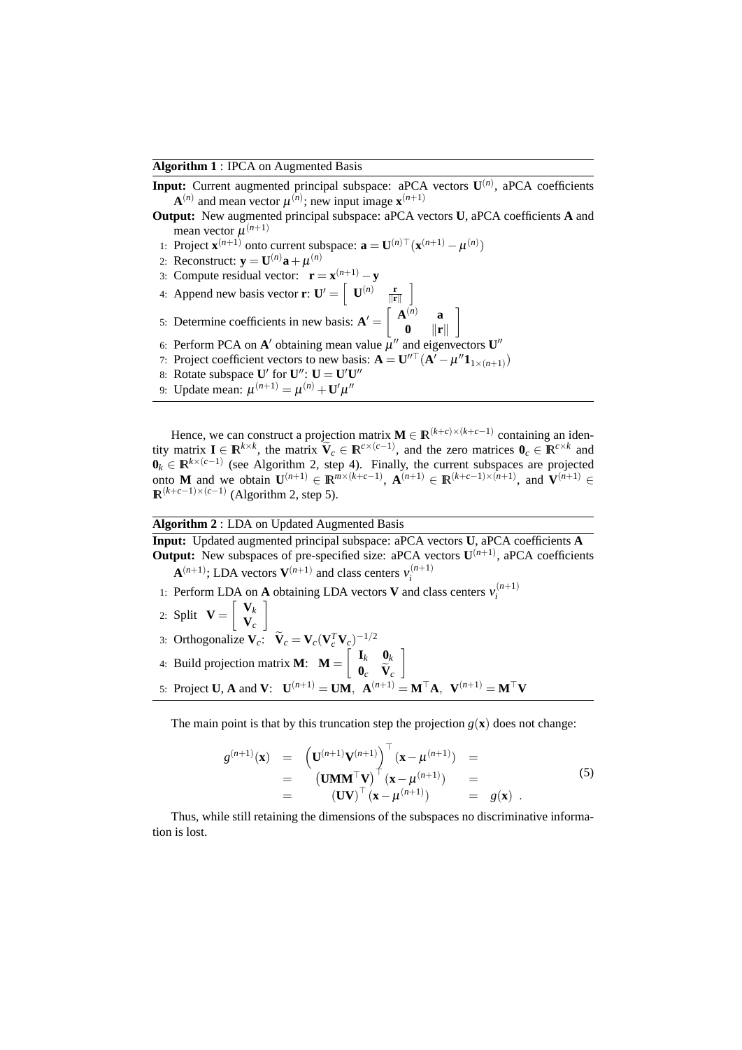**Algorithm 1** : IPCA on Augmented Basis

**Input:** Current augmented principal subspace: aPCA vectors $\mathbf{U}^{(n)}$, aPCA coefficients $\mathbf{A}^{(n)}$ and mean vector $\mu^{(n)}$; new input image $\mathbf{x}^{(n+1)}$

**Output:** New augmented principal subspace: aPCA vectors $\mathbf{U}$, aPCA coefficients $\mathbf{A}$ and mean vector $\mu^{(n+1)}$

1: Project $\mathbf{x}^{(n+1)}$ onto current subspace: $\mathbf{a} = \mathbf{U}^{(n)\top}(\mathbf{x}^{(n+1)} - \mu^{(n)})$
2: Reconstruct: $\mathbf{y} = \mathbf{U}^{(n)}\mathbf{a} + \mu^{(n)}$
3: Compute residual vector: $\mathbf{r} = \mathbf{x}^{(n+1)} - \mathbf{y}$
4: Append new basis vector $\mathbf{r}$: $\mathbf{U}' = \left[\begin{array}{cc} \mathbf{U}^{(n)} & \frac{\mathbf{r}}{\|\mathbf{r}\|} \end{array}\right]$
5: Determine coefficients in new basis: $\mathbf{A}' = \left[\begin{array}{cc} \mathbf{A}^{(n)} & \mathbf{a} \\ \mathbf{0} & \|\mathbf{r}\| \end{array}\right]$
6: Perform PCA on $\mathbf{A}'$ obtaining mean value $\mu''$ and eigenvectors $\mathbf{U}''$
7: Project coefficient vectors to new basis: $\mathbf{A} = \mathbf{U}''^{\top}(\mathbf{A}' - \mu''\mathbf{1}_{1\times(n+1)})$
8: Rotate subspace $\mathbf{U}'$ for $\mathbf{U}''$: $\mathbf{U} = \mathbf{U}'\mathbf{U}''$
9: Update mean: $\mu^{(n+1)} = \mu^{(n)} + \mathbf{U}'\mu''$

Hence, we can construct a projection matrix $\mathbf{M} \in \mathbb{R}^{(k+c)\times(k+c-1)}$ containing an identity matrix $\mathbf{I} \in \mathbb{R}^{k\times k}$, the matrix $\widetilde{\mathbf{V}}_c \in \mathbb{R}^{c\times(c-1)}$, and the zero matrices $\mathbf{0}_c \in \mathbb{R}^{c\times k}$ and $\mathbf{0}_k \in \mathbb{R}^{k\times(c-1)}$ (see Algorithm 2, step 4). Finally, the current subspaces are projected onto $\mathbf{M}$ and we obtain $\mathbf{U}^{(n+1)} \in \mathbb{R}^{m\times(k+c-1)}$, $\mathbf{A}^{(n+1)} \in \mathbb{R}^{(k+c-1)\times(n+1)}$, and $\mathbf{V}^{(n+1)} \in \mathbb{R}^{(k+c-1)\times(c-1)}$ (Algorithm 2, step 5).

**Algorithm 2** : LDA on Updated Augmented Basis

**Input:** Updated augmented principal subspace: aPCA vectors $\mathbf{U}$, aPCA coefficients $\mathbf{A}$

**Output:** New subspaces of pre-specified size: aPCA vectors $\mathbf{U}^{(n+1)}$, aPCA coefficients $\mathbf{A}^{(n+1)}$; LDA vectors $\mathbf{V}^{(n+1)}$ and class centers $v_i^{(n+1)}$

1: Perform LDA on $\mathbf{A}$ obtaining LDA vectors $\mathbf{V}$ and class centers $v_i^{(n+1)}$
2: Split $\mathbf{V} = \left[\begin{array}{c} \mathbf{V}_k \\ \mathbf{V}_c \end{array}\right]$
3: Orthogonalize $\mathbf{V}_c$: $\widetilde{\mathbf{V}}_c = \mathbf{V}_c(\mathbf{V}_c^T\mathbf{V}_c)^{-1/2}$
4: Build projection matrix $\mathbf{M}$: $\mathbf{M} = \left[\begin{array}{cc} \mathbf{I}_k & \mathbf{0}_k \\ \mathbf{0}_c & \widetilde{\mathbf{V}}_c \end{array}\right]$
5: Project $\mathbf{U}$, $\mathbf{A}$ and $\mathbf{V}$: $\mathbf{U}^{(n+1)} = \mathbf{U}\mathbf{M}$, $\mathbf{A}^{(n+1)} = \mathbf{M}^{\top}\mathbf{A}$, $\mathbf{V}^{(n+1)} = \mathbf{M}^{\top}\mathbf{V}$

The main point is that by this truncation step the projection $g(\mathbf{x})$ does not change:

$$
\begin{array}{rcll}
g^{(n+1)}(\mathbf{x}) & = & \left(\mathbf{U}^{(n+1)}\mathbf{V}^{(n+1)}\right)^{\top}(\mathbf{x} - \mu^{(n+1)}) & = \\
 & = & \left(\mathbf{U}\mathbf{M}\mathbf{M}^{\top}\mathbf{V}\right)^{\top}(\mathbf{x} - \mu^{(n+1)}) & = \\
 & = & (\mathbf{U}\mathbf{V})^{\top}(\mathbf{x} - \mu^{(n+1)}) & = \; g(\mathbf{x}) \; .
\end{array}
\tag{5}
$$

Thus, while still retaining the dimensions of the subspaces no discriminative information is lost.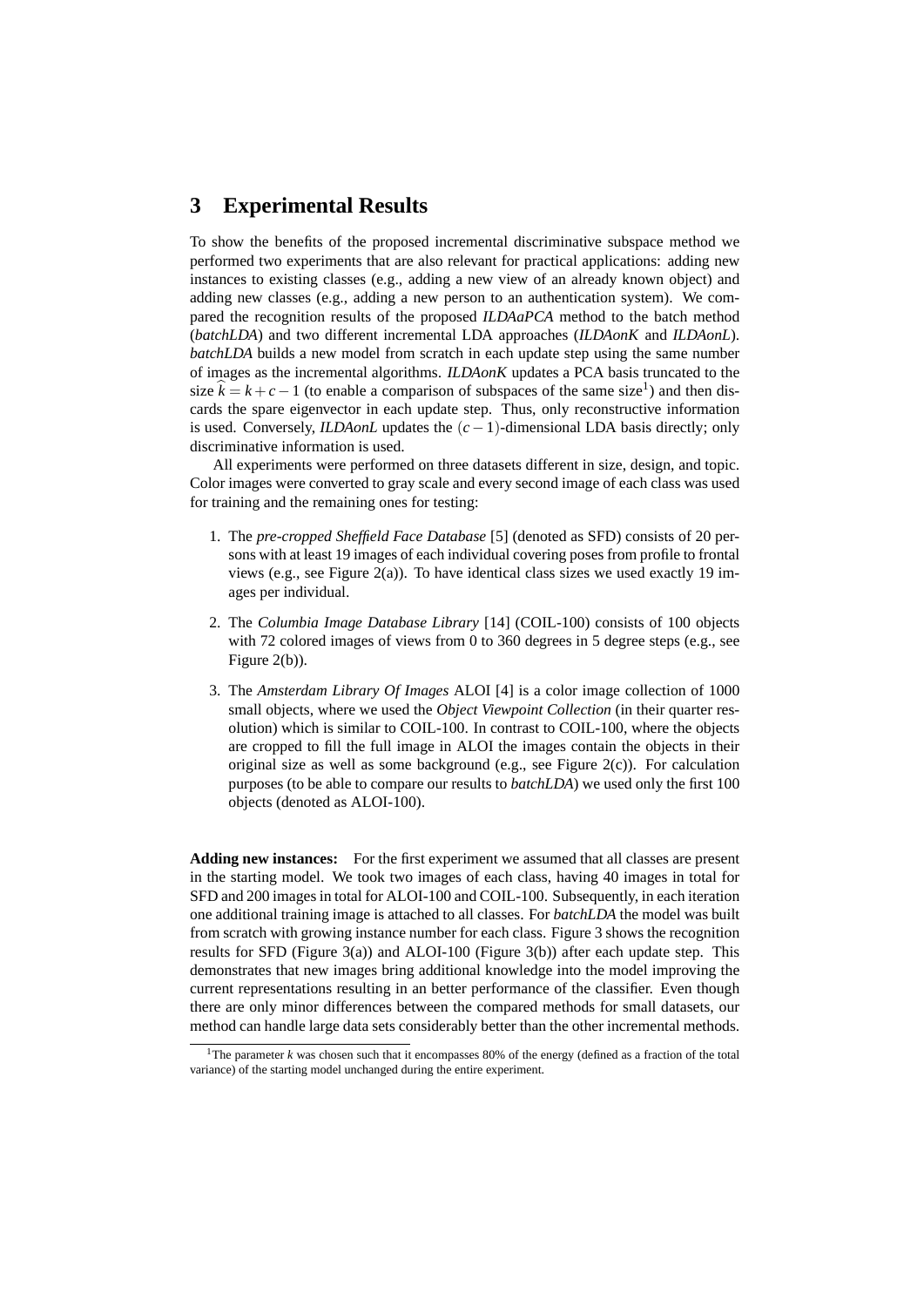## 3 Experimental Results

To show the benefits of the proposed incremental discriminative subspace method we performed two experiments that are also relevant for practical applications: adding new instances to existing classes (e.g., adding a new view of an already known object) and adding new classes (e.g., adding a new person to an authentication system). We compared the recognition results of the proposed *ILDAaPCA* method to the batch method (*batchLDA*) and two different incremental LDA approaches (*ILDAonK* and *ILDAonL*). *batchLDA* builds a new model from scratch in each update step using the same number of images as the incremental algorithms. *ILDAonK* updates a PCA basis truncated to the size $\widehat{k} = k + c - 1$ (to enable a comparison of subspaces of the same size[1]) and then discards the spare eigenvector in each update step. Thus, only reconstructive information is used. Conversely, *ILDAonL* updates the $(c-1)$-dimensional LDA basis directly; only discriminative information is used.

All experiments were performed on three datasets different in size, design, and topic. Color images were converted to gray scale and every second image of each class was used for training and the remaining ones for testing:

1. The *pre-cropped Sheffield Face Database* [5] (denoted as SFD) consists of 20 persons with at least 19 images of each individual covering poses from profile to frontal views (e.g., see Figure 2(a)). To have identical class sizes we used exactly 19 images per individual.
2. The *Columbia Image Database Library* [14] (COIL-100) consists of 100 objects with 72 colored images of views from 0 to 360 degrees in 5 degree steps (e.g., see Figure 2(b)).
3. The *Amsterdam Library Of Images* ALOI [4] is a color image collection of 1000 small objects, where we used the *Object Viewpoint Collection* (in their quarter resolution) which is similar to COIL-100. In contrast to COIL-100, where the objects are cropped to fill the full image in ALOI the images contain the objects in their original size as well as some background (e.g., see Figure 2(c)). For calculation purposes (to be able to compare our results to *batchLDA*) we used only the first 100 objects (denoted as ALOI-100).

**Adding new instances:** For the first experiment we assumed that all classes are present in the starting model. We took two images of each class, having 40 images in total for SFD and 200 images in total for ALOI-100 and COIL-100. Subsequently, in each iteration one additional training image is attached to all classes. For *batchLDA* the model was built from scratch with growing instance number for each class. Figure 3 shows the recognition results for SFD (Figure 3(a)) and ALOI-100 (Figure 3(b)) after each update step. This demonstrates that new images bring additional knowledge into the model improving the current representations resulting in an better performance of the classifier. Even though there are only minor differences between the compared methods for small datasets, our method can handle large data sets considerably better than the other incremental methods.

[1] The parameter $k$ was chosen such that it encompasses 80% of the energy (defined as a fraction of the total variance) of the starting model unchanged during the entire experiment.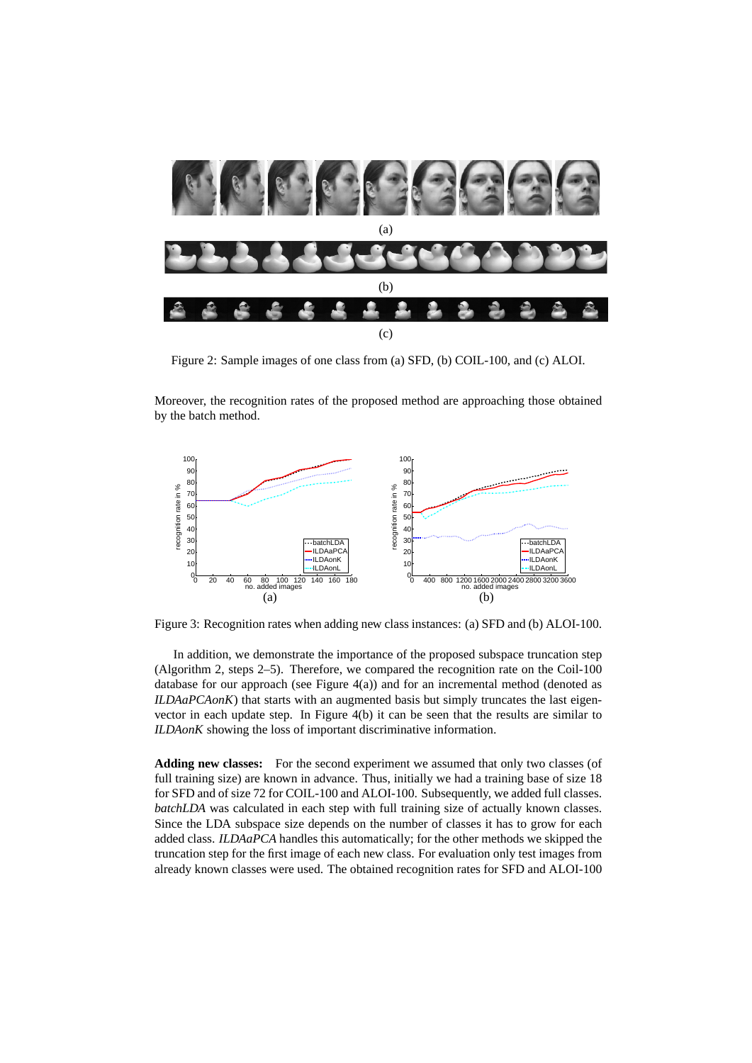Figure 2: Sample images of one class from (a) SFD, (b) COIL-100, and (c) ALOI.

Moreover, the recognition rates of the proposed method are approaching those obtained by the batch method.

Figure 3: Recognition rates when adding new class instances: (a) SFD and (b) ALOI-100.

In addition, we demonstrate the importance of the proposed subspace truncation step (Algorithm 2, steps 2–5). Therefore, we compared the recognition rate on the Coil-100 database for our approach (see Figure 4(a)) and for an incremental method (denoted as *ILDAaPCAonK*) that starts with an augmented basis but simply truncates the last eigenvector in each update step. In Figure 4(b) it can be seen that the results are similar to *ILDAonK* showing the loss of important discriminative information.

**Adding new classes:** For the second experiment we assumed that only two classes (of full training size) are known in advance. Thus, initially we had a training base of size 18 for SFD and of size 72 for COIL-100 and ALOI-100. Subsequently, we added full classes. *batchLDA* was calculated in each step with full training size of actually known classes. Since the LDA subspace size depends on the number of classes it has to grow for each added class. *ILDAaPCA* handles this automatically; for the other methods we skipped the truncation step for the first image of each new class. For evaluation only test images from already known classes were used. The obtained recognition rates for SFD and ALOI-100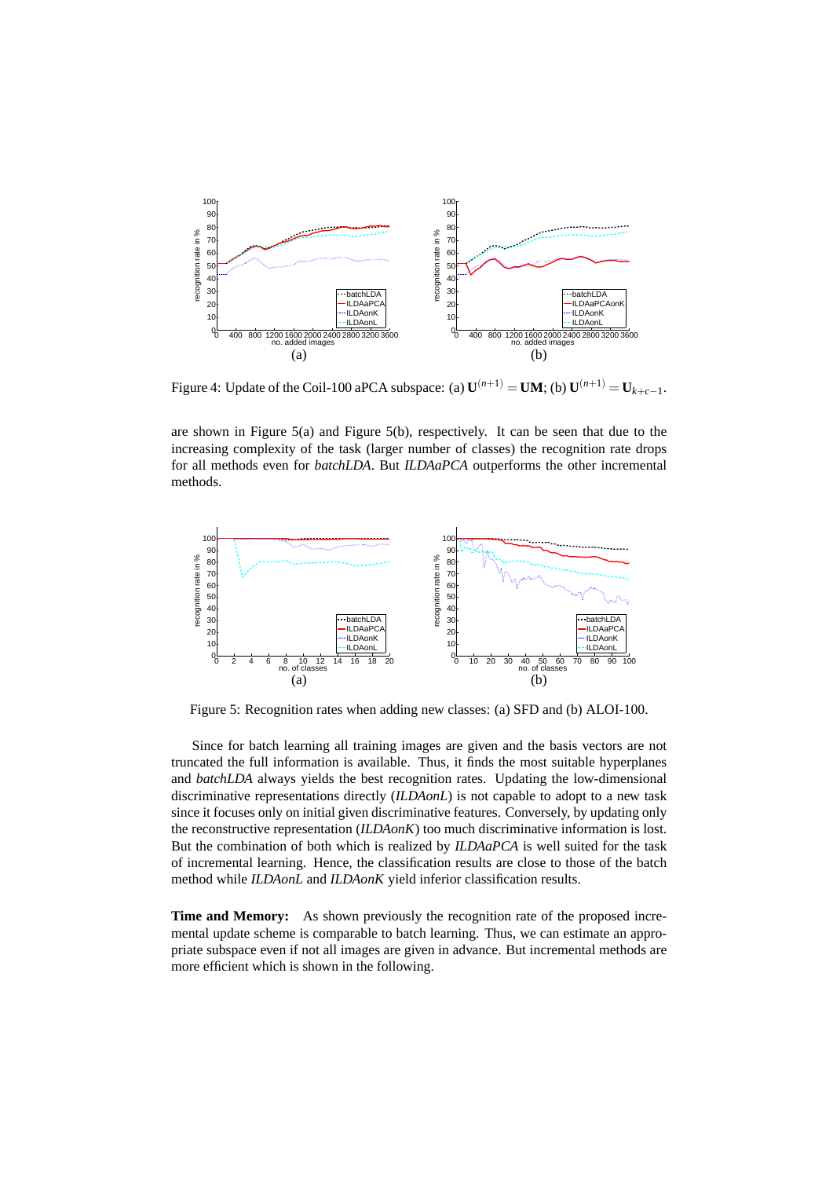Figure 4: Update of the Coil-100 aPCA subspace: (a) $\mathbf{U}^{(n+1)} = \mathbf{UM}$; (b) $\mathbf{U}^{(n+1)} = \mathbf{U}_{k+c-1}$.

are shown in Figure 5(a) and Figure 5(b), respectively. It can be seen that due to the increasing complexity of the task (larger number of classes) the recognition rate drops for all methods even for *batchLDA*. But *ILDAaPCA* outperforms the other incremental methods.

Figure 5: Recognition rates when adding new classes: (a) SFD and (b) ALOI-100.

Since for batch learning all training images are given and the basis vectors are not truncated the full information is available. Thus, it finds the most suitable hyperplanes and *batchLDA* always yields the best recognition rates. Updating the low-dimensional discriminative representations directly (*ILDAonL*) is not capable to adopt to a new task since it focuses only on initial given discriminative features. Conversely, by updating only the reconstructive representation (*ILDAonK*) too much discriminative information is lost. But the combination of both which is realized by *ILDAaPCA* is well suited for the task of incremental learning. Hence, the classification results are close to those of the batch method while *ILDAonL* and *ILDAonK* yield inferior classification results.

**Time and Memory:** As shown previously the recognition rate of the proposed incremental update scheme is comparable to batch learning. Thus, we can estimate an appropriate subspace even if not all images are given in advance. But incremental methods are more efficient which is shown in the following.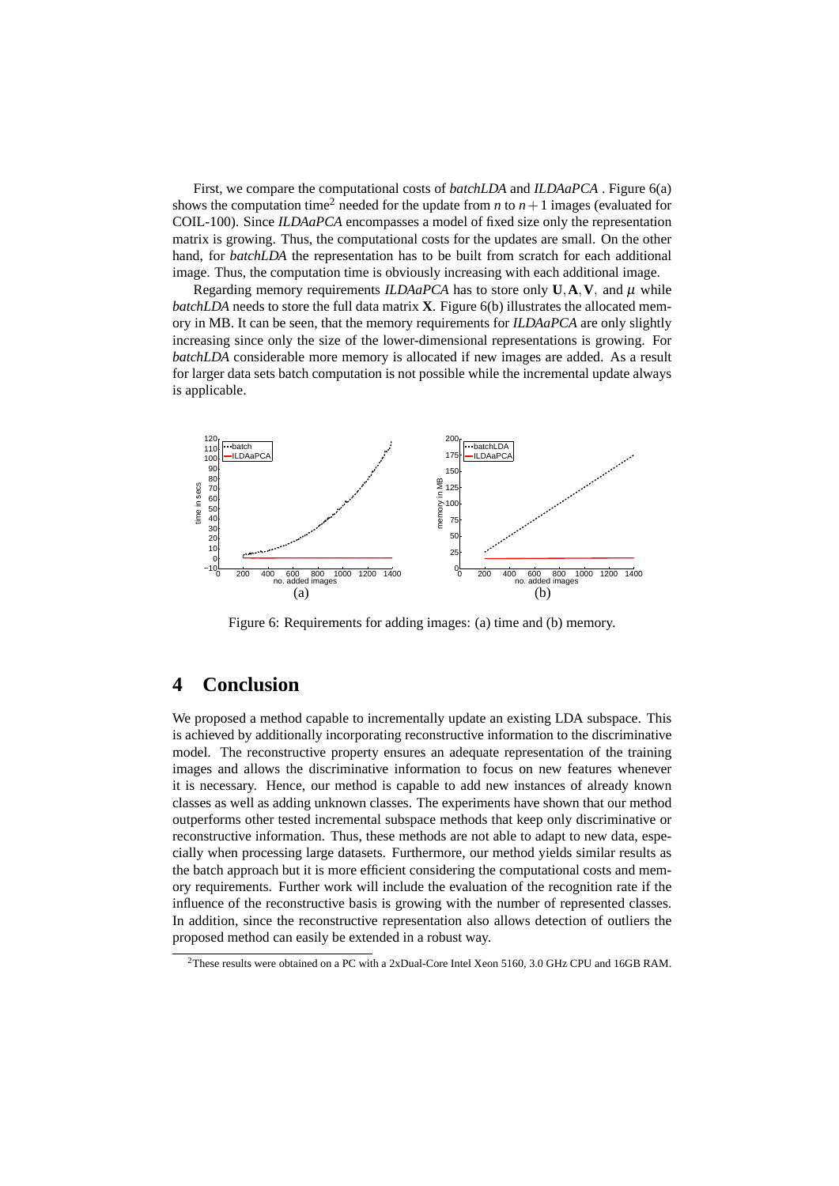First, we compare the computational costs of *batchLDA* and *ILDAaPCA* . Figure 6(a) shows the computation time[2] needed for the update from $n$ to $n+1$ images (evaluated for COIL-100). Since *ILDAaPCA* encompasses a model of fixed size only the representation matrix is growing. Thus, the computational costs for the updates are small. On the other hand, for *batchLDA* the representation has to be built from scratch for each additional image. Thus, the computation time is obviously increasing with each additional image.

Regarding memory requirements *ILDAaPCA* has to store only $\mathbf{U}, \mathbf{A}, \mathbf{V}$, and $\mu$ while *batchLDA* needs to store the full data matrix $\mathbf{X}$. Figure 6(b) illustrates the allocated memory in MB. It can be seen, that the memory requirements for *ILDAaPCA* are only slightly increasing since only the size of the lower-dimensional representations is growing. For *batchLDA* considerable more memory is allocated if new images are added. As a result for larger data sets batch computation is not possible while the incremental update always is applicable.

Figure 6: Requirements for adding images: (a) time and (b) memory.

## 4 Conclusion

We proposed a method capable to incrementally update an existing LDA subspace. This is achieved by additionally incorporating reconstructive information to the discriminative model. The reconstructive property ensures an adequate representation of the training images and allows the discriminative information to focus on new features whenever it is necessary. Hence, our method is capable to add new instances of already known classes as well as adding unknown classes. The experiments have shown that our method outperforms other tested incremental subspace methods that keep only discriminative or reconstructive information. Thus, these methods are not able to adapt to new data, especially when processing large datasets. Furthermore, our method yields similar results as the batch approach but it is more efficient considering the computational costs and memory requirements. Further work will include the evaluation of the recognition rate if the influence of the reconstructive basis is growing with the number of represented classes. In addition, since the reconstructive representation also allows detection of outliers the proposed method can easily be extended in a robust way.

[2] These results were obtained on a PC with a 2xDual-Core Intel Xeon 5160, 3.0 GHz CPU and 16GB RAM.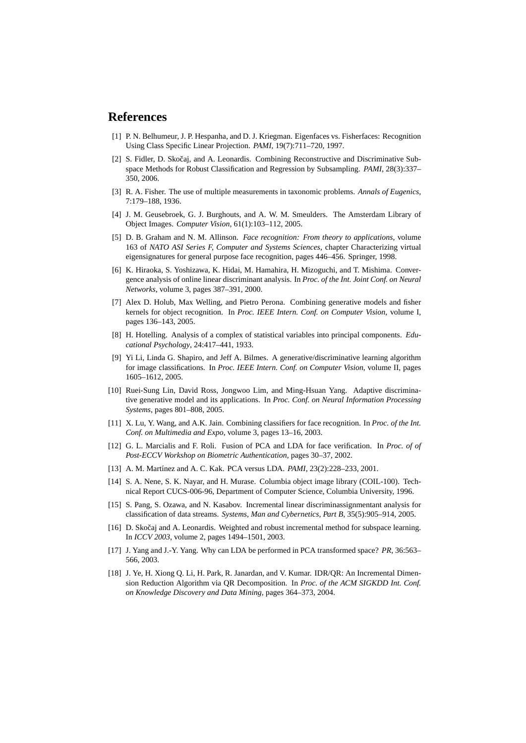## References

[1] P. N. Belhumeur, J. P. Hespanha, and D. J. Kriegman. Eigenfaces vs. Fisherfaces: Recognition Using Class Specific Linear Projection. *PAMI*, 19(7):711–720, 1997.

[2] S. Fidler, D. Skočaj, and A. Leonardis. Combining Reconstructive and Discriminative Subspace Methods for Robust Classification and Regression by Subsampling. *PAMI*, 28(3):337–350, 2006.

[3] R. A. Fisher. The use of multiple measurements in taxonomic problems. *Annals of Eugenics*, 7:179–188, 1936.

[4] J. M. Geusebroek, G. J. Burghouts, and A. W. M. Smeulders. The Amsterdam Library of Object Images. *Computer Vision*, 61(1):103–112, 2005.

[5] D. B. Graham and N. M. Allinson. *Face recognition: From theory to applications*, volume 163 of *NATO ASI Series F, Computer and Systems Sciences*, chapter Characterizing virtual eigensignatures for general purpose face recognition, pages 446–456. Springer, 1998.

[6] K. Hiraoka, S. Yoshizawa, K. Hidai, M. Hamahira, H. Mizoguchi, and T. Mishima. Convergence analysis of online linear discriminant analysis. In *Proc. of the Int. Joint Conf. on Neural Networks*, volume 3, pages 387–391, 2000.

[7] Alex D. Holub, Max Welling, and Pietro Perona. Combining generative models and fisher kernels for object recognition. In *Proc. IEEE Intern. Conf. on Computer Vision*, volume I, pages 136–143, 2005.

[8] H. Hotelling. Analysis of a complex of statistical variables into principal components. *Educational Psychology*, 24:417–441, 1933.

[9] Yi Li, Linda G. Shapiro, and Jeff A. Bilmes. A generative/discriminative learning algorithm for image classifications. In *Proc. IEEE Intern. Conf. on Computer Vision*, volume II, pages 1605–1612, 2005.

[10] Ruei-Sung Lin, David Ross, Jongwoo Lim, and Ming-Hsuan Yang. Adaptive discriminative generative model and its applications. In *Proc. Conf. on Neural Information Processing Systems*, pages 801–808, 2005.

[11] X. Lu, Y. Wang, and A.K. Jain. Combining classifiers for face recognition. In *Proc. of the Int. Conf. on Multimedia and Expo*, volume 3, pages 13–16, 2003.

[12] G. L. Marcialis and F. Roli. Fusion of PCA and LDA for face verification. In *Proc. of of Post-ECCV Workshop on Biometric Authentication*, pages 30–37, 2002.

[13] A. M. Martínez and A. C. Kak. PCA versus LDA. *PAMI*, 23(2):228–233, 2001.

[14] S. A. Nene, S. K. Nayar, and H. Murase. Columbia object image library (COIL-100). Technical Report CUCS-006-96, Department of Computer Science, Columbia University, 1996.

[15] S. Pang, S. Ozawa, and N. Kasabov. Incremental linear discriminassignmentant analysis for classification of data streams. *Systems, Man and Cybernetics, Part B*, 35(5):905–914, 2005.

[16] D. Skočaj and A. Leonardis. Weighted and robust incremental method for subspace learning. In *ICCV 2003*, volume 2, pages 1494–1501, 2003.

[17] J. Yang and J.-Y. Yang. Why can LDA be performed in PCA transformed space? *PR*, 36:563–566, 2003.

[18] J. Ye, H. Xiong Q. Li, H. Park, R. Janardan, and V. Kumar. IDR/QR: An Incremental Dimension Reduction Algorithm via QR Decomposition. In *Proc. of the ACM SIGKDD Int. Conf. on Knowledge Discovery and Data Mining*, pages 364–373, 2004.